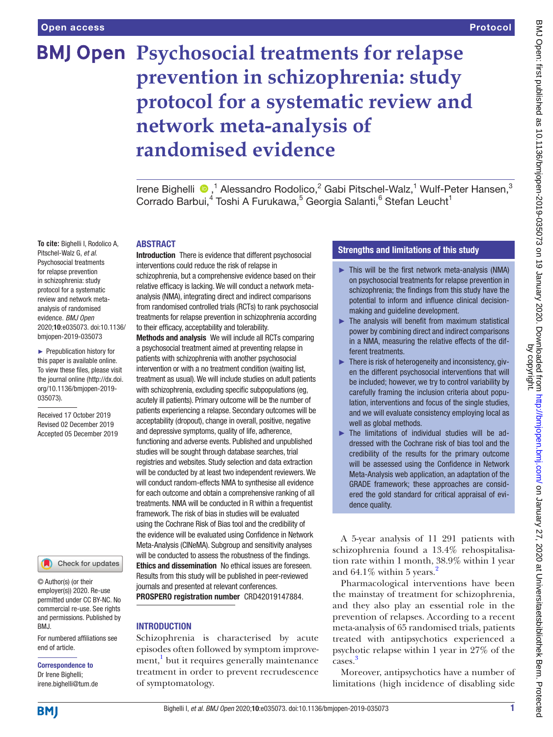Open access

Protocol

# Psychosocial treatments for relapse prevention in schizophrenia: study protocol for a systematic review and network meta-analysis of randomised evidence

Irene Bighelli ,[1] Alessandro Rodolico,[2] Gabi Pitschel-Walz,[1] Wulf-Peter Hansen,[3] Corrado Barbui,[4] Toshi A Furukawa,[5] Georgia Salanti,[6] Stefan Leucht[1]

**To cite:** Bighelli I, Rodolico A, Pitschel-Walz G, *et al*. Psychosocial treatments for relapse prevention in schizophrenia: study protocol for a systematic review and network meta-analysis of randomised evidence. *BMJ Open* 2020;**10**:e035073. doi:10.1136/bmjopen-2019-035073

► Prepublication history for this paper is available online. To view these files, please visit the journal online (http://dx.doi.org/10.1136/bmjopen-2019-035073).

Received 17 October 2019
Revised 02 December 2019
Accepted 05 December 2019

© Author(s) (or their employer(s)) 2020. Re-use permitted under CC BY-NC. No commercial re-use. See rights and permissions. Published by BMJ.

For numbered affiliations see end of article.

**Correspondence to**
Dr Irene Bighelli;
irene.bighelli@tum.de

## ABSTRACT

**Introduction** There is evidence that different psychosocial interventions could reduce the risk of relapse in schizophrenia, but a comprehensive evidence based on their relative efficacy is lacking. We will conduct a network meta-analysis (NMA), integrating direct and indirect comparisons from randomised controlled trials (RCTs) to rank psychosocial treatments for relapse prevention in schizophrenia according to their efficacy, acceptability and tolerability.

**Methods and analysis** We will include all RCTs comparing a psychosocial treatment aimed at preventing relapse in patients with schizophrenia with another psychosocial intervention or with a no treatment condition (waiting list, treatment as usual). We will include studies on adult patients with schizophrenia, excluding specific subpopulations (eg, acutely ill patients). Primary outcome will be the number of patients experiencing a relapse. Secondary outcomes will be acceptability (dropout), change in overall, positive, negative and depressive symptoms, quality of life, adherence, functioning and adverse events. Published and unpublished studies will be sought through database searches, trial registries and websites. Study selection and data extraction will be conducted by at least two independent reviewers. We will conduct random-effects NMA to synthesise all evidence for each outcome and obtain a comprehensive ranking of all treatments. NMA will be conducted in R within a frequentist framework. The risk of bias in studies will be evaluated using the Cochrane Risk of Bias tool and the credibility of the evidence will be evaluated using Confidence in Network Meta-Analysis (CINeMA). Subgroup and sensitivity analyses will be conducted to assess the robustness of the findings.

**Ethics and dissemination** No ethical issues are foreseen. Results from this study will be published in peer-reviewed journals and presented at relevant conferences.

**PROSPERO registration number** CRD42019147884.

### Strengths and limitations of this study

- ► This will be the first network meta-analysis (NMA) on psychosocial treatments for relapse prevention in schizophrenia; the findings from this study have the potential to inform and influence clinical decision-making and guideline development.
- ► The analysis will benefit from maximum statistical power by combining direct and indirect comparisons in a NMA, measuring the relative effects of the different treatments.
- ► There is risk of heterogeneity and inconsistency, given the different psychosocial interventions that will be included; however, we try to control variability by carefully framing the inclusion criteria about population, interventions and focus of the single studies, and we will evaluate consistency employing local as well as global methods.
- ► The limitations of individual studies will be addressed with the Cochrane risk of bias tool and the credibility of the results for the primary outcome will be assessed using the Confidence in Network Meta-Analysis web application, an adaptation of the GRADE framework; these approaches are considered the gold standard for critical appraisal of evidence quality.

## INTRODUCTION

Schizophrenia is characterised by acute episodes often followed by symptom improvement,[1] but it requires generally maintenance treatment in order to prevent recrudescence of symptomatology.

A 5-year analysis of 11 291 patients with schizophrenia found a 13.4% rehospitalisation rate within 1 month, 38.9% within 1 year and 64.1% within 5 years.[2]

Pharmacological interventions have been the mainstay of treatment for schizophrenia, and they also play an essential role in the prevention of relapses. According to a recent meta-analysis of 65 randomised trials, patients treated with antipsychotics experienced a psychotic relapse within 1 year in 27% of the cases.[3]

Moreover, antipsychotics have a number of limitations (high incidence of disabling side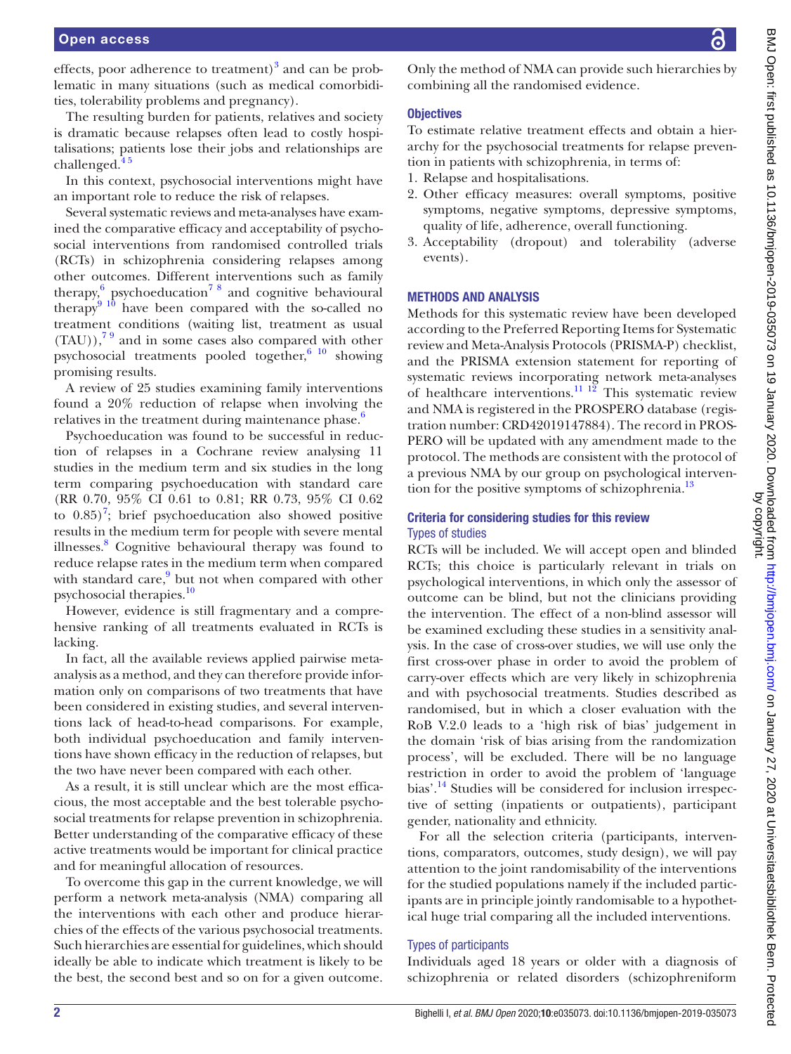effects, poor adherence to treatment)[3] and can be problematic in many situations (such as medical comorbidities, tolerability problems and pregnancy).

The resulting burden for patients, relatives and society is dramatic because relapses often lead to costly hospitalisations; patients lose their jobs and relationships are challenged.[4 5]

In this context, psychosocial interventions might have an important role to reduce the risk of relapses.

Several systematic reviews and meta-analyses have examined the comparative efficacy and acceptability of psychosocial interventions from randomised controlled trials (RCTs) in schizophrenia considering relapses among other outcomes. Different interventions such as family therapy,[6] psychoeducation[7 8] and cognitive behavioural therapy[9 10] have been compared with the so-called no treatment conditions (waiting list, treatment as usual (TAU)),[7 9] and in some cases also compared with other psychosocial treatments pooled together,[6 10] showing promising results.

A review of 25 studies examining family interventions found a 20% reduction of relapse when involving the relatives in the treatment during maintenance phase.[6]

Psychoeducation was found to be successful in reduction of relapses in a Cochrane review analysing 11 studies in the medium term and six studies in the long term comparing psychoeducation with standard care (RR 0.70, 95% CI 0.61 to 0.81; RR 0.73, 95% CI 0.62 to 0.85)[7]; brief psychoeducation also showed positive results in the medium term for people with severe mental illnesses.[8] Cognitive behavioural therapy was found to reduce relapse rates in the medium term when compared with standard care,[9] but not when compared with other psychosocial therapies.[10]

However, evidence is still fragmentary and a comprehensive ranking of all treatments evaluated in RCTs is lacking.

In fact, all the available reviews applied pairwise meta-analysis as a method, and they can therefore provide information only on comparisons of two treatments that have been considered in existing studies, and several interventions lack of head-to-head comparisons. For example, both individual psychoeducation and family interventions have shown efficacy in the reduction of relapses, but the two have never been compared with each other.

As a result, it is still unclear which are the most efficacious, the most acceptable and the best tolerable psychosocial treatments for relapse prevention in schizophrenia. Better understanding of the comparative efficacy of these active treatments would be important for clinical practice and for meaningful allocation of resources.

To overcome this gap in the current knowledge, we will perform a network meta-analysis (NMA) comparing all the interventions with each other and produce hierarchies of the effects of the various psychosocial treatments. Such hierarchies are essential for guidelines, which should ideally be able to indicate which treatment is likely to be the best, the second best and so on for a given outcome. Only the method of NMA can provide such hierarchies by combining all the randomised evidence.

### Objectives

To estimate relative treatment effects and obtain a hierarchy for the psychosocial treatments for relapse prevention in patients with schizophrenia, in terms of:

1. Relapse and hospitalisations.
2. Other efficacy measures: overall symptoms, positive symptoms, negative symptoms, depressive symptoms, quality of life, adherence, overall functioning.
3. Acceptability (dropout) and tolerability (adverse events).

## METHODS AND ANALYSIS

Methods for this systematic review have been developed according to the Preferred Reporting Items for Systematic review and Meta-Analysis Protocols (PRISMA-P) checklist, and the PRISMA extension statement for reporting of systematic reviews incorporating network meta-analyses of healthcare interventions.[11 12] This systematic review and NMA is registered in the PROSPERO database (registration number: CRD42019147884). The record in PROSPERO will be updated with any amendment made to the protocol. The methods are consistent with the protocol of a previous NMA by our group on psychological intervention for the positive symptoms of schizophrenia.[13]

### Criteria for considering studies for this review

#### Types of studies

RCTs will be included. We will accept open and blinded RCTs; this choice is particularly relevant in trials on psychological interventions, in which only the assessor of outcome can be blind, but not the clinicians providing the intervention. The effect of a non-blind assessor will be examined excluding these studies in a sensitivity analysis. In the case of cross-over studies, we will use only the first cross-over phase in order to avoid the problem of carry-over effects which are very likely in schizophrenia and with psychosocial treatments. Studies described as randomised, but in which a closer evaluation with the RoB V.2.0 leads to a 'high risk of bias' judgement in the domain 'risk of bias arising from the randomization process', will be excluded. There will be no language restriction in order to avoid the problem of 'language bias'.[14] Studies will be considered for inclusion irrespective of setting (inpatients or outpatients), participant gender, nationality and ethnicity.

For all the selection criteria (participants, interventions, comparators, outcomes, study design), we will pay attention to the joint randomisability of the interventions for the studied populations namely if the included participants are in principle jointly randomisable to a hypothetical huge trial comparing all the included interventions.

#### Types of participants

Individuals aged 18 years or older with a diagnosis of schizophrenia or related disorders (schizophreniform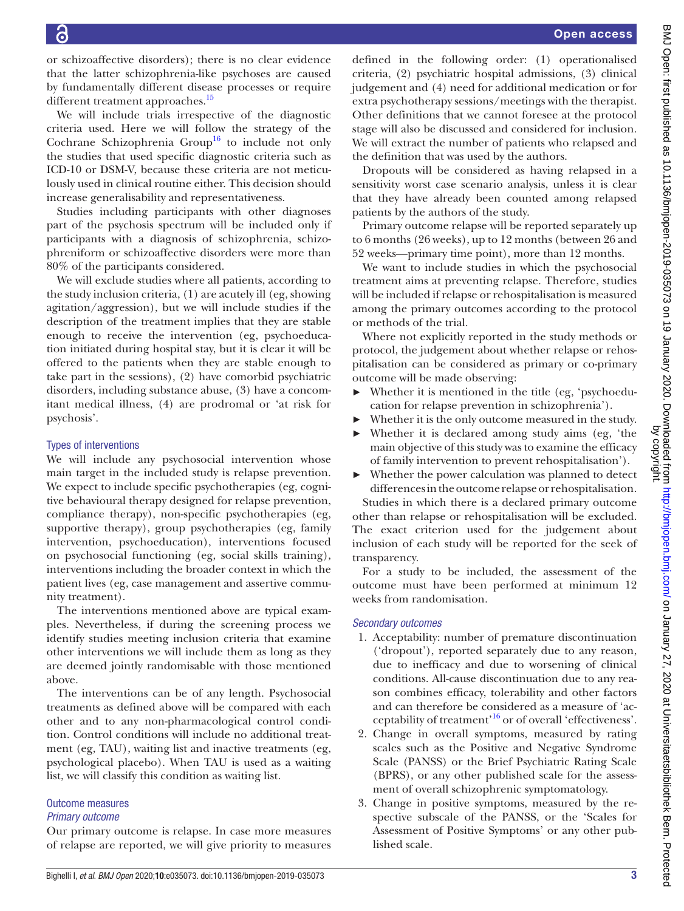or schizoaffective disorders); there is no clear evidence that the latter schizophrenia-like psychoses are caused by fundamentally different disease processes or require different treatment approaches.[15]

We will include trials irrespective of the diagnostic criteria used. Here we will follow the strategy of the Cochrane Schizophrenia Group[16] to include not only the studies that used specific diagnostic criteria such as ICD-10 or DSM-V, because these criteria are not meticulously used in clinical routine either. This decision should increase generalisability and representativeness.

Studies including participants with other diagnoses part of the psychosis spectrum will be included only if participants with a diagnosis of schizophrenia, schizophreniform or schizoaffective disorders were more than 80% of the participants considered.

We will exclude studies where all patients, according to the study inclusion criteria, (1) are acutely ill (eg, showing agitation/aggression), but we will include studies if the description of the treatment implies that they are stable enough to receive the intervention (eg, psychoeducation initiated during hospital stay, but it is clear it will be offered to the patients when they are stable enough to take part in the sessions), (2) have comorbid psychiatric disorders, including substance abuse, (3) have a concomitant medical illness, (4) are prodromal or 'at risk for psychosis'.

### Types of interventions

We will include any psychosocial intervention whose main target in the included study is relapse prevention. We expect to include specific psychotherapies (eg, cognitive behavioural therapy designed for relapse prevention, compliance therapy), non-specific psychotherapies (eg, supportive therapy), group psychotherapies (eg, family intervention, psychoeducation), interventions focused on psychosocial functioning (eg, social skills training), interventions including the broader context in which the patient lives (eg, case management and assertive community treatment).

The interventions mentioned above are typical examples. Nevertheless, if during the screening process we identify studies meeting inclusion criteria that examine other interventions we will include them as long as they are deemed jointly randomisable with those mentioned above.

The interventions can be of any length. Psychosocial treatments as defined above will be compared with each other and to any non-pharmacological control condition. Control conditions will include no additional treatment (eg, TAU), waiting list and inactive treatments (eg, psychological placebo). When TAU is used as a waiting list, we will classify this condition as waiting list.

### Outcome measures

#### *Primary outcome*

Our primary outcome is relapse. In case more measures of relapse are reported, we will give priority to measures defined in the following order: (1) operationalised criteria, (2) psychiatric hospital admissions, (3) clinical judgement and (4) need for additional medication or for extra psychotherapy sessions/meetings with the therapist. Other definitions that we cannot foresee at the protocol stage will also be discussed and considered for inclusion. We will extract the number of patients who relapsed and the definition that was used by the authors.

Dropouts will be considered as having relapsed in a sensitivity worst case scenario analysis, unless it is clear that they have already been counted among relapsed patients by the authors of the study.

Primary outcome relapse will be reported separately up to 6 months (26 weeks), up to 12 months (between 26 and 52 weeks—primary time point), more than 12 months.

We want to include studies in which the psychosocial treatment aims at preventing relapse. Therefore, studies will be included if relapse or rehospitalisation is measured among the primary outcomes according to the protocol or methods of the trial.

Where not explicitly reported in the study methods or protocol, the judgement about whether relapse or rehospitalisation can be considered as primary or co-primary outcome will be made observing:

- Whether it is mentioned in the title (eg, 'psychoeducation for relapse prevention in schizophrenia').
- Whether it is the only outcome measured in the study.
- Whether it is declared among study aims (eg, 'the main objective of this study was to examine the efficacy of family intervention to prevent rehospitalisation').
- Whether the power calculation was planned to detect differences in the outcome relapse or rehospitalisation.

Studies in which there is a declared primary outcome other than relapse or rehospitalisation will be excluded. The exact criterion used for the judgement about inclusion of each study will be reported for the seek of transparency.

For a study to be included, the assessment of the outcome must have been performed at minimum 12 weeks from randomisation.

#### *Secondary outcomes*

1. Acceptability: number of premature discontinuation ('dropout'), reported separately due to any reason, due to inefficacy and due to worsening of clinical conditions. All-cause discontinuation due to any reason combines efficacy, tolerability and other factors and can therefore be considered as a measure of 'acceptability of treatment'[16] or of overall 'effectiveness'.
2. Change in overall symptoms, measured by rating scales such as the Positive and Negative Syndrome Scale (PANSS) or the Brief Psychiatric Rating Scale (BPRS), or any other published scale for the assessment of overall schizophrenic symptomatology.
3. Change in positive symptoms, measured by the respective subscale of the PANSS, or the 'Scales for Assessment of Positive Symptoms' or any other published scale.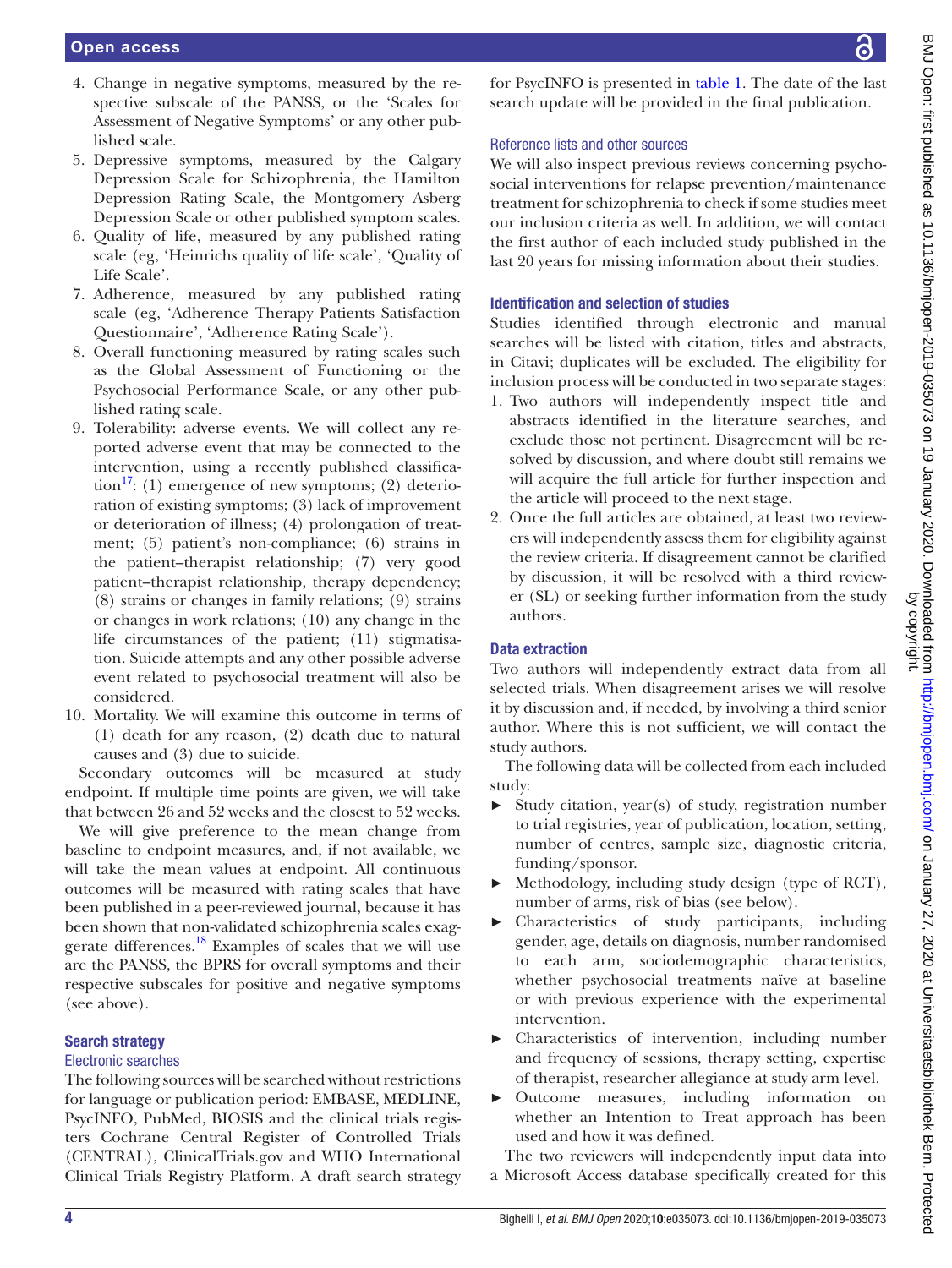4. Change in negative symptoms, measured by the respective subscale of the PANSS, or the 'Scales for Assessment of Negative Symptoms' or any other published scale.
5. Depressive symptoms, measured by the Calgary Depression Scale for Schizophrenia, the Hamilton Depression Rating Scale, the Montgomery Asberg Depression Scale or other published symptom scales.
6. Quality of life, measured by any published rating scale (eg, 'Heinrichs quality of life scale', 'Quality of Life Scale'.
7. Adherence, measured by any published rating scale (eg, 'Adherence Therapy Patients Satisfaction Questionnaire', 'Adherence Rating Scale').
8. Overall functioning measured by rating scales such as the Global Assessment of Functioning or the Psychosocial Performance Scale, or any other published rating scale.
9. Tolerability: adverse events. We will collect any reported adverse event that may be connected to the intervention, using a recently published classification[17]: (1) emergence of new symptoms; (2) deterioration of existing symptoms; (3) lack of improvement or deterioration of illness; (4) prolongation of treatment; (5) patient's non-compliance; (6) strains in the patient–therapist relationship; (7) very good patient–therapist relationship, therapy dependency; (8) strains or changes in family relations; (9) strains or changes in work relations; (10) any change in the life circumstances of the patient; (11) stigmatisation. Suicide attempts and any other possible adverse event related to psychosocial treatment will also be considered.
10. Mortality. We will examine this outcome in terms of (1) death for any reason, (2) death due to natural causes and (3) due to suicide.

Secondary outcomes will be measured at study endpoint. If multiple time points are given, we will take that between 26 and 52 weeks and the closest to 52 weeks.

We will give preference to the mean change from baseline to endpoint measures, and, if not available, we will take the mean values at endpoint. All continuous outcomes will be measured with rating scales that have been published in a peer-reviewed journal, because it has been shown that non-validated schizophrenia scales exaggerate differences.[18] Examples of scales that we will use are the PANSS, the BPRS for overall symptoms and their respective subscales for positive and negative symptoms (see above).

## Search strategy

### Electronic searches

The following sources will be searched without restrictions for language or publication period: EMBASE, MEDLINE, PsycINFO, PubMed, BIOSIS and the clinical trials registers Cochrane Central Register of Controlled Trials (CENTRAL), ClinicalTrials.gov and WHO International Clinical Trials Registry Platform. A draft search strategy for PsycINFO is presented in table 1. The date of the last search update will be provided in the final publication.

### Reference lists and other sources

We will also inspect previous reviews concerning psychosocial interventions for relapse prevention/maintenance treatment for schizophrenia to check if some studies meet our inclusion criteria as well. In addition, we will contact the first author of each included study published in the last 20 years for missing information about their studies.

## Identification and selection of studies

Studies identified through electronic and manual searches will be listed with citation, titles and abstracts, in Citavi; duplicates will be excluded. The eligibility for inclusion process will be conducted in two separate stages:

1. Two authors will independently inspect title and abstracts identified in the literature searches, and exclude those not pertinent. Disagreement will be resolved by discussion, and where doubt still remains we will acquire the full article for further inspection and the article will proceed to the next stage.
2. Once the full articles are obtained, at least two reviewers will independently assess them for eligibility against the review criteria. If disagreement cannot be clarified by discussion, it will be resolved with a third reviewer (SL) or seeking further information from the study authors.

## Data extraction

Two authors will independently extract data from all selected trials. When disagreement arises we will resolve it by discussion and, if needed, by involving a third senior author. Where this is not sufficient, we will contact the study authors.

The following data will be collected from each included study:

- Study citation, year(s) of study, registration number to trial registries, year of publication, location, setting, number of centres, sample size, diagnostic criteria, funding/sponsor.
- Methodology, including study design (type of RCT), number of arms, risk of bias (see below).
- Characteristics of study participants, including gender, age, details on diagnosis, number randomised to each arm, sociodemographic characteristics, whether psychosocial treatments naïve at baseline or with previous experience with the experimental intervention.
- Characteristics of intervention, including number and frequency of sessions, therapy setting, expertise of therapist, researcher allegiance at study arm level.
- Outcome measures, including information on whether an Intention to Treat approach has been used and how it was defined.

The two reviewers will independently input data into a Microsoft Access database specifically created for this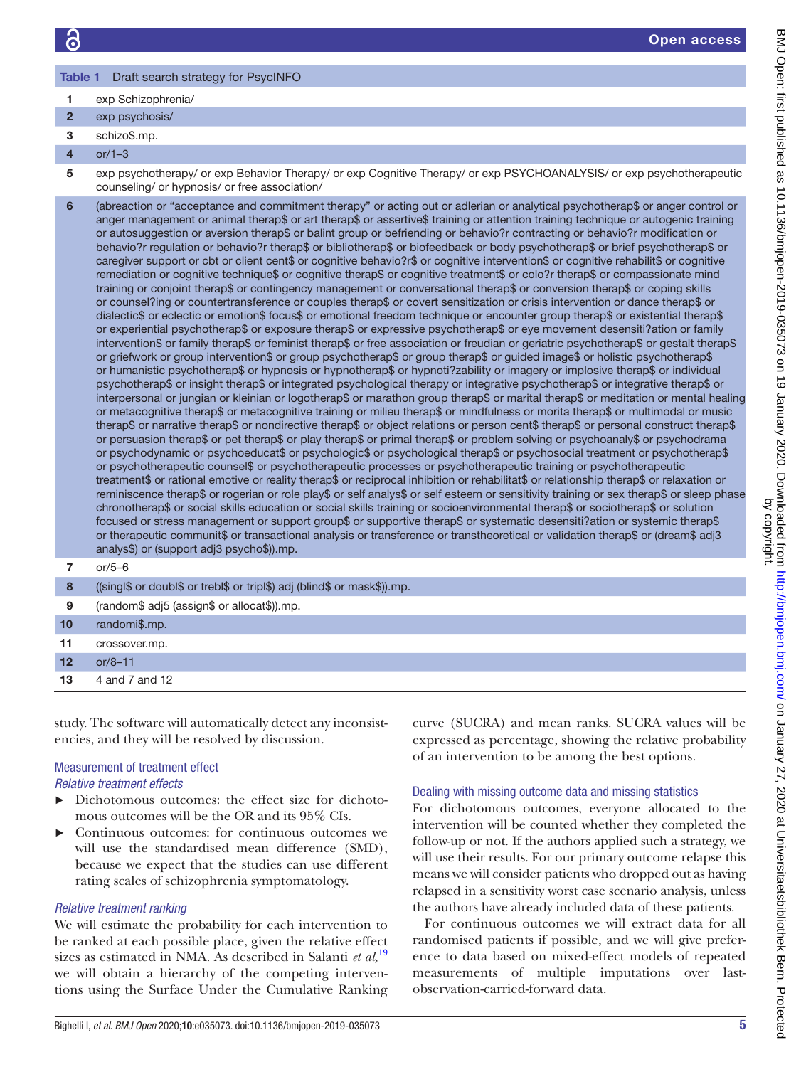**Table 1** Draft search strategy for PsycINFO

| | |
|---|---|
| 1 | exp Schizophrenia/ |
| 2 | exp psychosis/ |
| 3 | schizo$.mp. |
| 4 | or/1–3 |
| 5 | exp psychotherapy/ or exp Behavior Therapy/ or exp Cognitive Therapy/ or exp PSYCHOANALYSIS/ or exp psychotherapeutic counseling/ or hypnosis/ or free association/ |
| 6 | (abreaction or "acceptance and commitment therapy" or acting out or adlerian or analytical psychotherap$ or anger control or anger management or animal therap$ or art therap$ or assertive$ training or attention training technique or autogenic training or autosuggestion or aversion therap$ or balint group or befriending or behavio?r contracting or behavio?r modification or behavio?r regulation or behavio?r therap$ or bibliotherap$ or biofeedback or body psychotherap$ or brief psychotherap$ or caregiver support or cbt or client cent$ or cognitive behavio?r$ or cognitive intervention$ or cognitive rehabilit$ or cognitive remediation or cognitive technique$ or cognitive therap$ or cognitive treatment$ or colo?r therap$ or compassionate mind training or conjoint therap$ or contingency management or conversational therap$ or conversion therap$ or coping skills or counsel?ing or countertransference or couples therap$ or covert sensitization or crisis intervention or dance therap$ or dialectic$ or eclectic or emotion$ focus$ or emotional freedom technique or encounter group therap$ or existential therap$ or experiential psychotherap$ or exposure therap$ or expressive psychotherap$ or eye movement desensiti?ation or family intervention$ or family therap$ or feminist therap$ or free association or freudian or geriatric psychotherap$ or gestalt therap$ or griefwork or group intervention$ or group psychotherap$ or group therap$ or guided image$ or holistic psychotherap$ or humanistic psychotherap$ or hypnosis or hypnotherap$ or hypnoti?zability or imagery or implosive therap$ or individual psychotherap$ or insight therap$ or integrated psychological therapy or integrative psychotherap$ or integrative therap$ or interpersonal or jungian or kleinian or logotherap$ or marathon group therap$ or marital therap$ or meditation or mental healing or metacognitive therap$ or metacognitive training or milieu therap$ or mindfulness or morita therap$ or multimodal or music therap$ or narrative therap$ or nondirective therap$ or object relations or person cent$ therap$ or personal construct therap$ or persuasion therap$ or pet therap$ or play therap$ or primal therap$ or problem solving or psychoanaly$ or psychodrama or psychodynamic or psychoeducat$ or psychologic$ or psychological therap$ or psychosocial treatment or psychotherap$ or psychotherapeutic counsel$ or psychotherapeutic processes or psychotherapeutic training or psychotherapeutic treatment$ or rational emotive or reality therap$ or reciprocal inhibition or rehabilitat$ or relationship therap$ or relaxation or reminiscence therap$ or rogerian or role play$ or self analys$ or self esteem or sensitivity training or sex therap$ or sleep phase chronotherap$ or social skills education or social skills training or socioenvironmental therap$ or sociotherap$ or solution focused or stress management or support group$ or supportive therap$ or systematic desensiti?ation or systemic therap$ or therapeutic communit$ or transactional analysis or transference or transtheoretical or validation therap$ or (dream$ adj3 analys$) or (support adj3 psycho$)).mp. |
| 7 | or/5–6 |
| 8 | ((singl$ or doubl$ or trebl$ or tripl$) adj (blind$ or mask$)).mp. |
| 9 | (random$ adj5 (assign$ or allocat$)).mp. |
| 10 | randomi$.mp. |
| 11 | crossover.mp. |
| 12 | or/8–11 |
| 13 | 4 and 7 and 12 |

study. The software will automatically detect any inconsistencies, and they will be resolved by discussion.

## Measurement of treatment effect

### *Relative treatment effects*

- Dichotomous outcomes: the effect size for dichotomous outcomes will be the OR and its 95% CIs.
- Continuous outcomes: for continuous outcomes we will use the standardised mean difference (SMD), because we expect that the studies can use different rating scales of schizophrenia symptomatology.

### *Relative treatment ranking*

We will estimate the probability for each intervention to be ranked at each possible place, given the relative effect sizes as estimated in NMA. As described in Salanti *et al*,[19] we will obtain a hierarchy of the competing interventions using the Surface Under the Cumulative Ranking curve (SUCRA) and mean ranks. SUCRA values will be expressed as percentage, showing the relative probability of an intervention to be among the best options.

## Dealing with missing outcome data and missing statistics

For dichotomous outcomes, everyone allocated to the intervention will be counted whether they completed the follow-up or not. If the authors applied such a strategy, we will use their results. For our primary outcome relapse this means we will consider patients who dropped out as having relapsed in a sensitivity worst case scenario analysis, unless the authors have already included data of these patients.

For continuous outcomes we will extract data for all randomised patients if possible, and we will give preference to data based on mixed-effect models of repeated measurements of multiple imputations over last-observation-carried-forward data.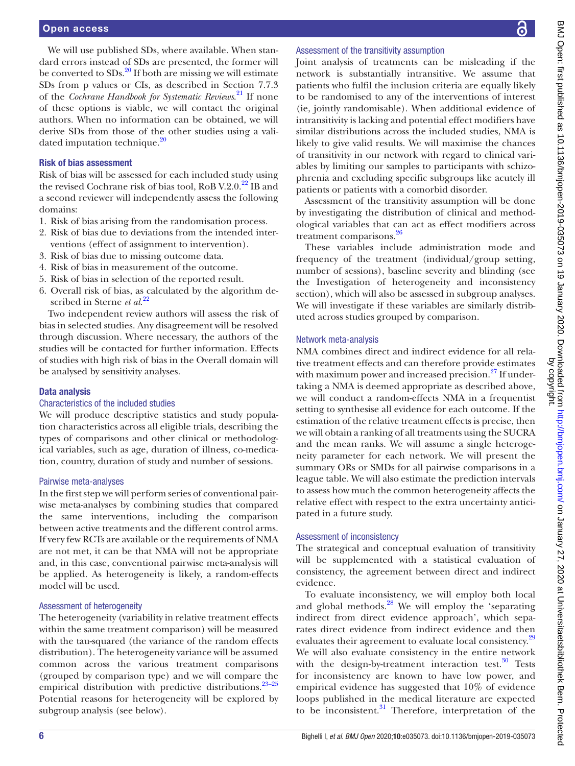We will use published SDs, where available. When standard errors instead of SDs are presented, the former will be converted to SDs.[20] If both are missing we will estimate SDs from p values or CIs, as described in Section 7.7.3 of the *Cochrane Handbook for Systematic Reviews*.[21] If none of these options is viable, we will contact the original authors. When no information can be obtained, we will derive SDs from those of the other studies using a validated imputation technique.[20]

### Risk of bias assessment

Risk of bias will be assessed for each included study using the revised Cochrane risk of bias tool, RoB V.2.0.[22] IB and a second reviewer will independently assess the following domains:

1. Risk of bias arising from the randomisation process.
2. Risk of bias due to deviations from the intended interventions (effect of assignment to intervention).
3. Risk of bias due to missing outcome data.
4. Risk of bias in measurement of the outcome.
5. Risk of bias in selection of the reported result.
6. Overall risk of bias, as calculated by the algorithm described in Sterne *et al*.[22]

Two independent review authors will assess the risk of bias in selected studies. Any disagreement will be resolved through discussion. Where necessary, the authors of the studies will be contacted for further information. Effects of studies with high risk of bias in the Overall domain will be analysed by sensitivity analyses.

### Data analysis

#### Characteristics of the included studies

We will produce descriptive statistics and study population characteristics across all eligible trials, describing the types of comparisons and other clinical or methodological variables, such as age, duration of illness, co-medication, country, duration of study and number of sessions.

#### Pairwise meta-analyses

In the first step we will perform series of conventional pairwise meta-analyses by combining studies that compared the same interventions, including the comparison between active treatments and the different control arms. If very few RCTs are available or the requirements of NMA are not met, it can be that NMA will not be appropriate and, in this case, conventional pairwise meta-analysis will be applied. As heterogeneity is likely, a random-effects model will be used.

#### Assessment of heterogeneity

The heterogeneity (variability in relative treatment effects within the same treatment comparison) will be measured with the tau-squared (the variance of the random effects distribution). The heterogeneity variance will be assumed common across the various treatment comparisons (grouped by comparison type) and we will compare the empirical distribution with predictive distributions.[23–25] Potential reasons for heterogeneity will be explored by subgroup analysis (see below).

#### Assessment of the transitivity assumption

Joint analysis of treatments can be misleading if the network is substantially intransitive. We assume that patients who fulfil the inclusion criteria are equally likely to be randomised to any of the interventions of interest (ie, jointly randomisable). When additional evidence of intransitivity is lacking and potential effect modifiers have similar distributions across the included studies, NMA is likely to give valid results. We will maximise the chances of transitivity in our network with regard to clinical variables by limiting our samples to participants with schizophrenia and excluding specific subgroups like acutely ill patients or patients with a comorbid disorder.

Assessment of the transitivity assumption will be done by investigating the distribution of clinical and methodological variables that can act as effect modifiers across treatment comparisons.[26]

These variables include administration mode and frequency of the treatment (individual/group setting, number of sessions), baseline severity and blinding (see the Investigation of heterogeneity and inconsistency section), which will also be assessed in subgroup analyses. We will investigate if these variables are similarly distributed across studies grouped by comparison.

#### Network meta-analysis

NMA combines direct and indirect evidence for all relative treatment effects and can therefore provide estimates with maximum power and increased precision.[27] If undertaking a NMA is deemed appropriate as described above, we will conduct a random-effects NMA in a frequentist setting to synthesise all evidence for each outcome. If the estimation of the relative treatment effects is precise, then we will obtain a ranking of all treatments using the SUCRA and the mean ranks. We will assume a single heterogeneity parameter for each network. We will present the summary ORs or SMDs for all pairwise comparisons in a league table. We will also estimate the prediction intervals to assess how much the common heterogeneity affects the relative effect with respect to the extra uncertainty anticipated in a future study.

#### Assessment of inconsistency

The strategical and conceptual evaluation of transitivity will be supplemented with a statistical evaluation of consistency, the agreement between direct and indirect evidence.

To evaluate inconsistency, we will employ both local and global methods.[28] We will employ the 'separating indirect from direct evidence approach', which separates direct evidence from indirect evidence and then evaluates their agreement to evaluate local consistency.[29] We will also evaluate consistency in the entire network with the design-by-treatment interaction test.[30] Tests for inconsistency are known to have low power, and empirical evidence has suggested that 10% of evidence loops published in the medical literature are expected to be inconsistent.[31] Therefore, interpretation of the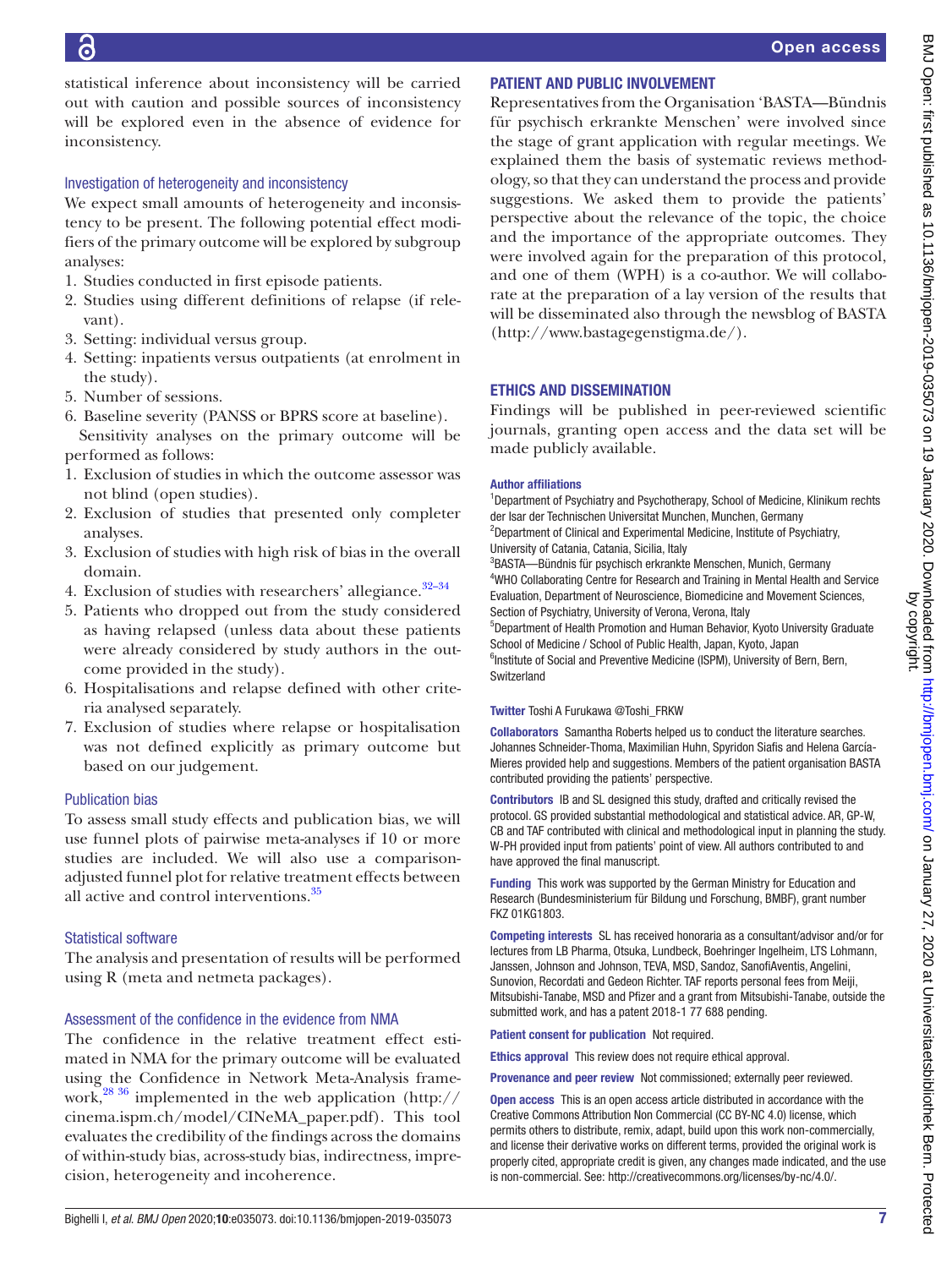statistical inference about inconsistency will be carried out with caution and possible sources of inconsistency will be explored even in the absence of evidence for inconsistency.

### Investigation of heterogeneity and inconsistency

We expect small amounts of heterogeneity and inconsistency to be present. The following potential effect modifiers of the primary outcome will be explored by subgroup analyses:

1. Studies conducted in first episode patients.
2. Studies using different definitions of relapse (if relevant).
3. Setting: individual versus group.
4. Setting: inpatients versus outpatients (at enrolment in the study).
5. Number of sessions.
6. Baseline severity (PANSS or BPRS score at baseline).

Sensitivity analyses on the primary outcome will be performed as follows:

1. Exclusion of studies in which the outcome assessor was not blind (open studies).
2. Exclusion of studies that presented only completer analyses.
3. Exclusion of studies with high risk of bias in the overall domain.
4. Exclusion of studies with researchers' allegiance.[32–34]
5. Patients who dropped out from the study considered as having relapsed (unless data about these patients were already considered by study authors in the outcome provided in the study).
6. Hospitalisations and relapse defined with other criteria analysed separately.
7. Exclusion of studies where relapse or hospitalisation was not defined explicitly as primary outcome but based on our judgement.

### Publication bias

To assess small study effects and publication bias, we will use funnel plots of pairwise meta-analyses if 10 or more studies are included. We will also use a comparison-adjusted funnel plot for relative treatment effects between all active and control interventions.[35]

### Statistical software

The analysis and presentation of results will be performed using R (meta and netmeta packages).

### Assessment of the confidence in the evidence from NMA

The confidence in the relative treatment effect estimated in NMA for the primary outcome will be evaluated using the Confidence in Network Meta-Analysis framework,[28 36] implemented in the web application (http://cinema.ispm.ch/model/CINeMA_paper.pdf). This tool evaluates the credibility of the findings across the domains of within-study bias, across-study bias, indirectness, imprecision, heterogeneity and incoherence.

## PATIENT AND PUBLIC INVOLVEMENT

Representatives from the Organisation 'BASTA—Bündnis für psychisch erkrankte Menschen' were involved since the stage of grant application with regular meetings. We explained them the basis of systematic reviews methodology, so that they can understand the process and provide suggestions. We asked them to provide the patients' perspective about the relevance of the topic, the choice and the importance of the appropriate outcomes. They were involved again for the preparation of this protocol, and one of them (WPH) is a co-author. We will collaborate at the preparation of a lay version of the results that will be disseminated also through the newsblog of BASTA (http://www.bastagegenstigma.de/).

## ETHICS AND DISSEMINATION

Findings will be published in peer-reviewed scientific journals, granting open access and the data set will be made publicly available.

**Author affiliations**

[1]Department of Psychiatry and Psychotherapy, School of Medicine, Klinikum rechts der Isar der Technischen Universitat Munchen, Munchen, Germany
[2]Department of Clinical and Experimental Medicine, Institute of Psychiatry, University of Catania, Catania, Sicilia, Italy
[3]BASTA—Bündnis für psychisch erkrankte Menschen, Munich, Germany
[4]WHO Collaborating Centre for Research and Training in Mental Health and Service Evaluation, Department of Neuroscience, Biomedicine and Movement Sciences, Section of Psychiatry, University of Verona, Verona, Italy
[5]Department of Health Promotion and Human Behavior, Kyoto University Graduate School of Medicine / School of Public Health, Japan, Kyoto, Japan
[6]Institute of Social and Preventive Medicine (ISPM), University of Bern, Bern, Switzerland

**Twitter** Toshi A Furukawa @Toshi_FRKW

**Collaborators** Samantha Roberts helped us to conduct the literature searches. Johannes Schneider-Thoma, Maximilian Huhn, Spyridon Siafis and Helena García-Mieres provided help and suggestions. Members of the patient organisation BASTA contributed providing the patients' perspective.

**Contributors** IB and SL designed this study, drafted and critically revised the protocol. GS provided substantial methodological and statistical advice. AR, GP-W, CB and TAF contributed with clinical and methodological input in planning the study. W-PH provided input from patients' point of view. All authors contributed to and have approved the final manuscript.

**Funding** This work was supported by the German Ministry for Education and Research (Bundesministerium für Bildung und Forschung, BMBF), grant number FKZ 01KG1803.

**Competing interests** SL has received honoraria as a consultant/advisor and/or for lectures from LB Pharma, Otsuka, Lundbeck, Boehringer Ingelheim, LTS Lohmann, Janssen, Johnson and Johnson, TEVA, MSD, Sandoz, SanofiAventis, Angelini, Sunovion, Recordati and Gedeon Richter. TAF reports personal fees from Meiji, Mitsubishi-Tanabe, MSD and Pfizer and a grant from Mitsubishi-Tanabe, outside the submitted work, and has a patent 2018-1 77 688 pending.

**Patient consent for publication** Not required.

**Ethics approval** This review does not require ethical approval.

**Provenance and peer review** Not commissioned; externally peer reviewed.

**Open access** This is an open access article distributed in accordance with the Creative Commons Attribution Non Commercial (CC BY-NC 4.0) license, which permits others to distribute, remix, adapt, build upon this work non-commercially, and license their derivative works on different terms, provided the original work is properly cited, appropriate credit is given, any changes made indicated, and the use is non-commercial. See: http://creativecommons.org/licenses/by-nc/4.0/.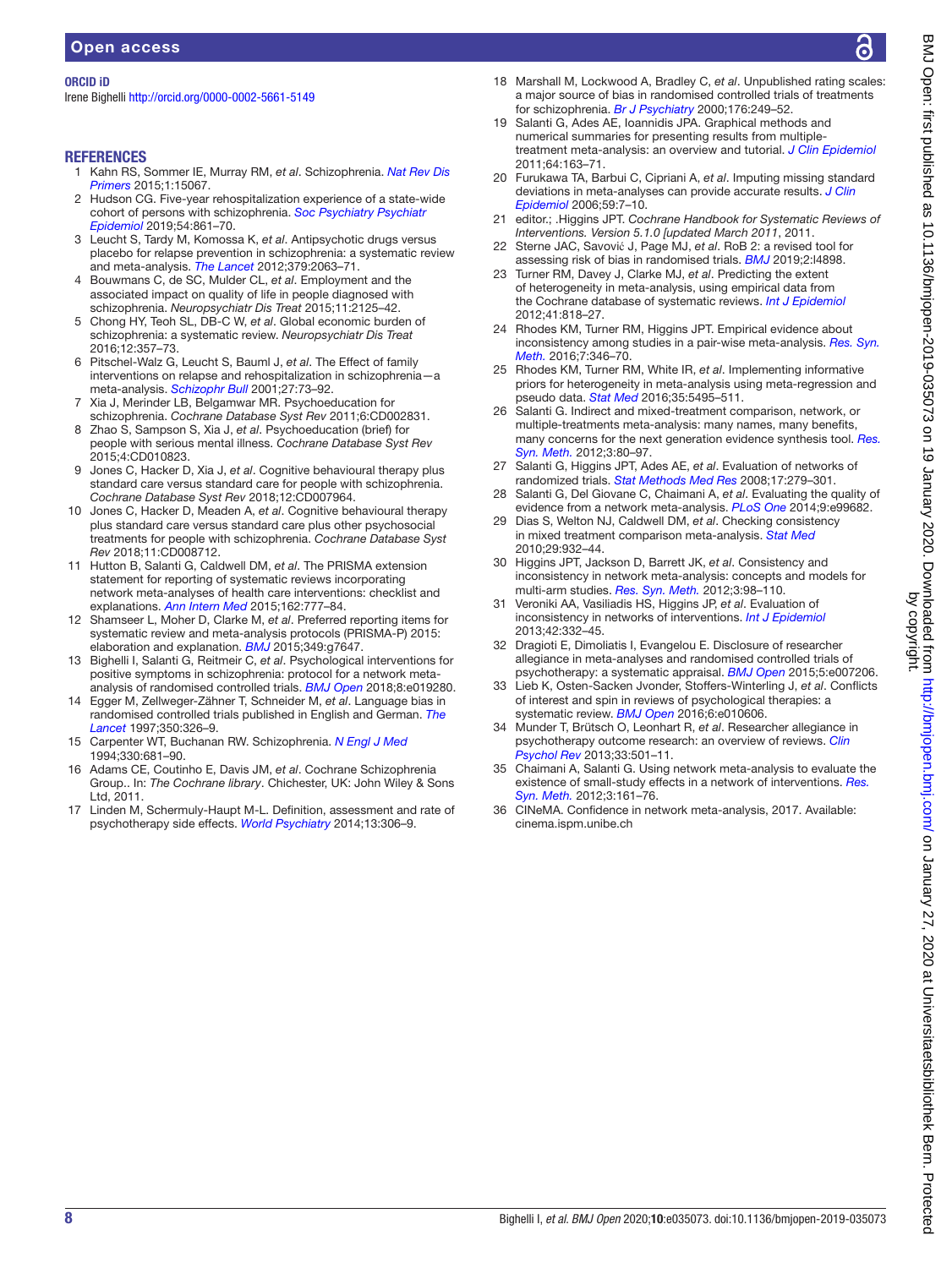## ORCID iD

Irene Bighelli http://orcid.org/0000-0002-5661-5149

## REFERENCES

1. Kahn RS, Sommer IE, Murray RM, *et al*. Schizophrenia. *Nat Rev Dis Primers* 2015;1:15067.
2. Hudson CG. Five-year rehospitalization experience of a state-wide cohort of persons with schizophrenia. *Soc Psychiatry Psychiatr Epidemiol* 2019;54:861–70.
3. Leucht S, Tardy M, Komossa K, *et al*. Antipsychotic drugs versus placebo for relapse prevention in schizophrenia: a systematic review and meta-analysis. *The Lancet* 2012;379:2063–71.
4. Bouwmans C, de SC, Mulder CL, *et al*. Employment and the associated impact on quality of life in people diagnosed with schizophrenia. *Neuropsychiatr Dis Treat* 2015;11:2125–42.
5. Chong HY, Teoh SL, DB-C W, *et al*. Global economic burden of schizophrenia: a systematic review. *Neuropsychiatr Dis Treat* 2016;12:357–73.
6. Pitschel-Walz G, Leucht S, Bauml J, *et al*. The Effect of family interventions on relapse and rehospitalization in schizophrenia—a meta-analysis. *Schizophr Bull* 2001;27:73–92.
7. Xia J, Merinder LB, Belgamwar MR. Psychoeducation for schizophrenia. *Cochrane Database Syst Rev* 2011;6:CD002831.
8. Zhao S, Sampson S, Xia J, *et al*. Psychoeducation (brief) for people with serious mental illness. *Cochrane Database Syst Rev* 2015;4:CD010823.
9. Jones C, Hacker D, Xia J, *et al*. Cognitive behavioural therapy plus standard care versus standard care for people with schizophrenia. *Cochrane Database Syst Rev* 2018;12:CD007964.
10. Jones C, Hacker D, Meaden A, *et al*. Cognitive behavioural therapy plus standard care versus standard care plus other psychosocial treatments for people with schizophrenia. *Cochrane Database Syst Rev* 2018;11:CD008712.
11. Hutton B, Salanti G, Caldwell DM, *et al*. The PRISMA extension statement for reporting of systematic reviews incorporating network meta-analyses of health care interventions: checklist and explanations. *Ann Intern Med* 2015;162:777–84.
12. Shamseer L, Moher D, Clarke M, *et al*. Preferred reporting items for systematic review and meta-analysis protocols (PRISMA-P) 2015: elaboration and explanation. *BMJ* 2015;349:g7647.
13. Bighelli I, Salanti G, Reitmeir C, *et al*. Psychological interventions for positive symptoms in schizophrenia: protocol for a network meta-analysis of randomised controlled trials. *BMJ Open* 2018;8:e019280.
14. Egger M, Zellweger-Zähner T, Schneider M, *et al*. Language bias in randomised controlled trials published in English and German. *The Lancet* 1997;350:326–9.
15. Carpenter WT, Buchanan RW. Schizophrenia. *N Engl J Med* 1994;330:681–90.
16. Adams CE, Coutinho E, Davis JM, *et al*. Cochrane Schizophrenia Group.. In: *The Cochrane library*. Chichester, UK: John Wiley & Sons Ltd, 2011.
17. Linden M, Schermuly-Haupt M-L. Definition, assessment and rate of psychotherapy side effects. *World Psychiatry* 2014;13:306–9.
18. Marshall M, Lockwood A, Bradley C, *et al*. Unpublished rating scales: a major source of bias in randomised controlled trials of treatments for schizophrenia. *Br J Psychiatry* 2000;176:249–52.
19. Salanti G, Ades AE, Ioannidis JPA. Graphical methods and numerical summaries for presenting results from multiple-treatment meta-analysis: an overview and tutorial. *J Clin Epidemiol* 2011;64:163–71.
20. Furukawa TA, Barbui C, Cipriani A, *et al*. Imputing missing standard deviations in meta-analyses can provide accurate results. *J Clin Epidemiol* 2006;59:7–10.
21. editor.; .Higgins JPT. *Cochrane Handbook for Systematic Reviews of Interventions. Version 5.1.0 [updated March 2011]*, 2011.
22. Sterne JAC, Savović J, Page MJ, *et al*. RoB 2: a revised tool for assessing risk of bias in randomised trials. *BMJ* 2019;2:l4898.
23. Turner RM, Davey J, Clarke MJ, *et al*. Predicting the extent of heterogeneity in meta-analysis, using empirical data from the Cochrane database of systematic reviews. *Int J Epidemiol* 2012;41:818–27.
24. Rhodes KM, Turner RM, Higgins JPT. Empirical evidence about inconsistency among studies in a pair-wise meta-analysis. *Res. Syn. Meth.* 2016;7:346–70.
25. Rhodes KM, Turner RM, White IR, *et al*. Implementing informative priors for heterogeneity in meta-analysis using meta-regression and pseudo data. *Stat Med* 2016;35:5495–511.
26. Salanti G. Indirect and mixed-treatment comparison, network, or multiple-treatments meta-analysis: many names, many benefits, many concerns for the next generation evidence synthesis tool. *Res. Syn. Meth.* 2012;3:80–97.
27. Salanti G, Higgins JPT, Ades AE, *et al*. Evaluation of networks of randomized trials. *Stat Methods Med Res* 2008;17:279–301.
28. Salanti G, Del Giovane C, Chaimani A, *et al*. Evaluating the quality of evidence from a network meta-analysis. *PLoS One* 2014;9:e99682.
29. Dias S, Welton NJ, Caldwell DM, *et al*. Checking consistency in mixed treatment comparison meta-analysis. *Stat Med* 2010;29:932–44.
30. Higgins JPT, Jackson D, Barrett JK, *et al*. Consistency and inconsistency in network meta-analysis: concepts and models for multi-arm studies. *Res. Syn. Meth.* 2012;3:98–110.
31. Veroniki AA, Vasiliadis HS, Higgins JP, *et al*. Evaluation of inconsistency in networks of interventions. *Int J Epidemiol* 2013;42:332–45.
32. Dragioti E, Dimoliatis I, Evangelou E. Disclosure of researcher allegiance in meta-analyses and randomised controlled trials of psychotherapy: a systematic appraisal. *BMJ Open* 2015;5:e007206.
33. Lieb K, Osten-Sacken Jvonder, Stoffers-Winterling J, *et al*. Conflicts of interest and spin in reviews of psychological therapies: a systematic review. *BMJ Open* 2016;6:e010606.
34. Munder T, Brütsch O, Leonhart R, *et al*. Researcher allegiance in psychotherapy outcome research: an overview of reviews. *Clin Psychol Rev* 2013;33:501–11.
35. Chaimani A, Salanti G. Using network meta-analysis to evaluate the existence of small-study effects in a network of interventions. *Res. Syn. Meth.* 2012;3:161–76.
36. CINeMA. Confidence in network meta-analysis, 2017. Available: cinema.ispm.unibe.ch